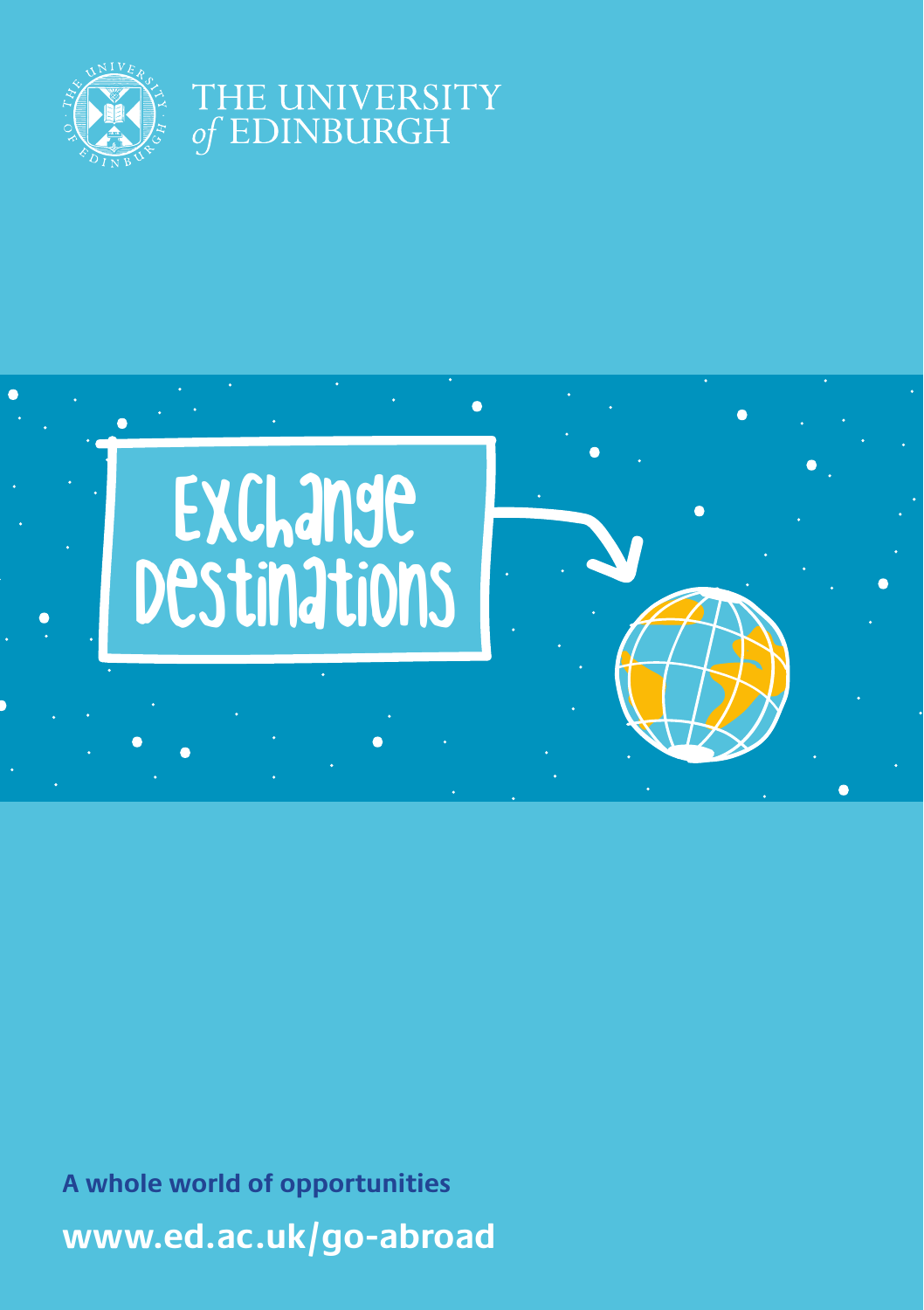THE UNIVERSITY *of* EDINBURGH

# Exchange Destinations

**A whole world of opportunities**

**www.ed.ac.uk/go-abroad**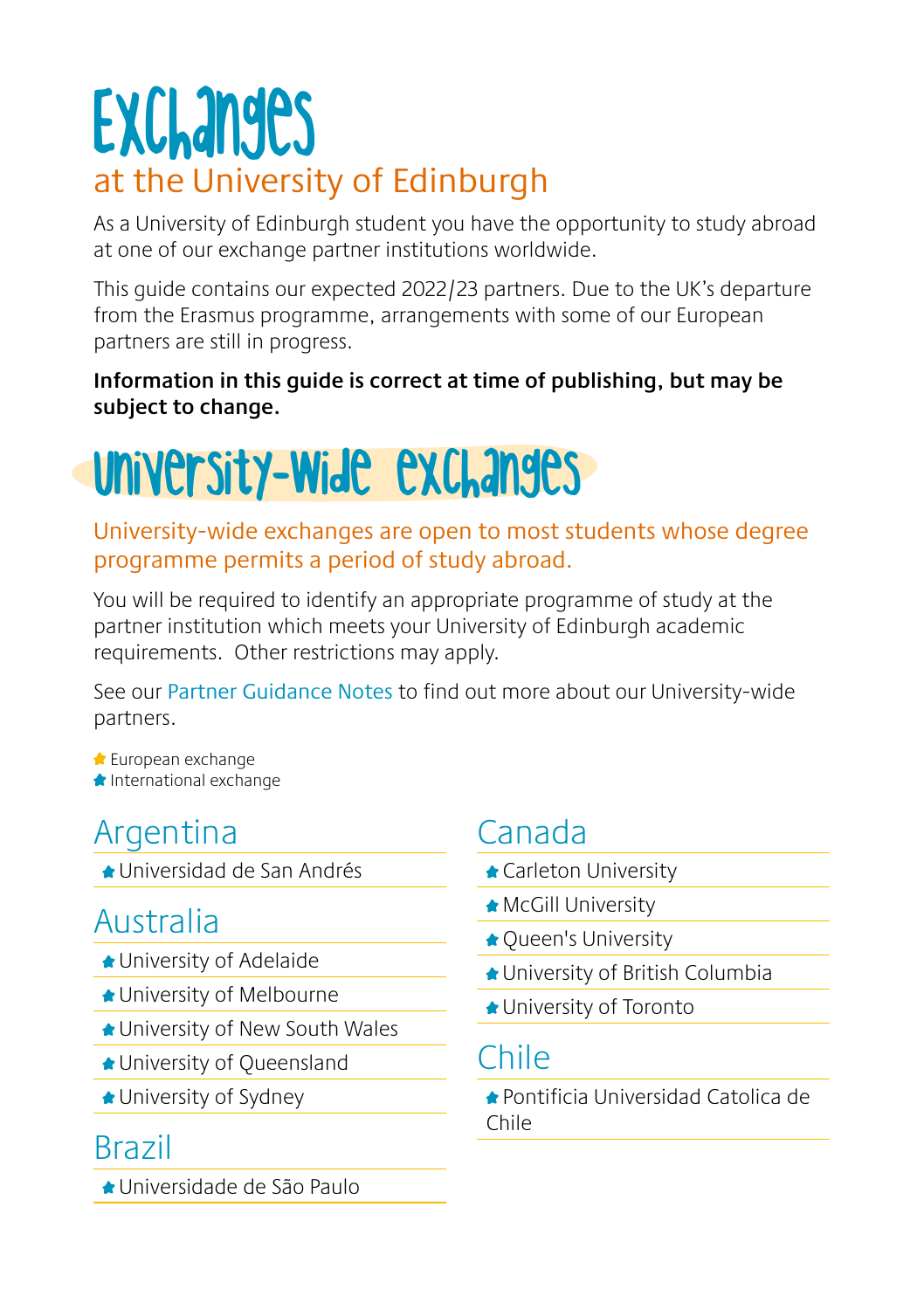# Exchanges

## at the University of Edinburgh

As a University of Edinburgh student you have the opportunity to study abroad at one of our exchange partner institutions worldwide.

This guide contains our expected 2022/23 partners. Due to the UK's departure from the Erasmus programme, arrangements with some of our European partners are still in progress.

**Information in this guide is correct at time of publishing, but may be subject to change.**

# University-Wide Exchanges

University-wide exchanges are open to most students whose degree programme permits a period of study abroad.

You will be required to identify an appropriate programme of study at the partner institution which meets your University of Edinburgh academic requirements. Other restrictions may apply.

See our Partner Guidance Notes to find out more about our University-wide partners.

- ★ European exchange
- ★ International exchange

## Argentina

- ★ Universidad de San Andrés

## Australia

- ★ University of Adelaide
- ★ University of Melbourne
- ★ University of New South Wales
- ★ University of Queensland
- ★ University of Sydney

## Brazil

- ★ Universidade de São Paulo

## Canada

- ★ Carleton University
- ★ McGill University
- ★ Queen's University
- ★ University of British Columbia
- ★ University of Toronto

## Chile

- ★ Pontificia Universidad Catolica de Chile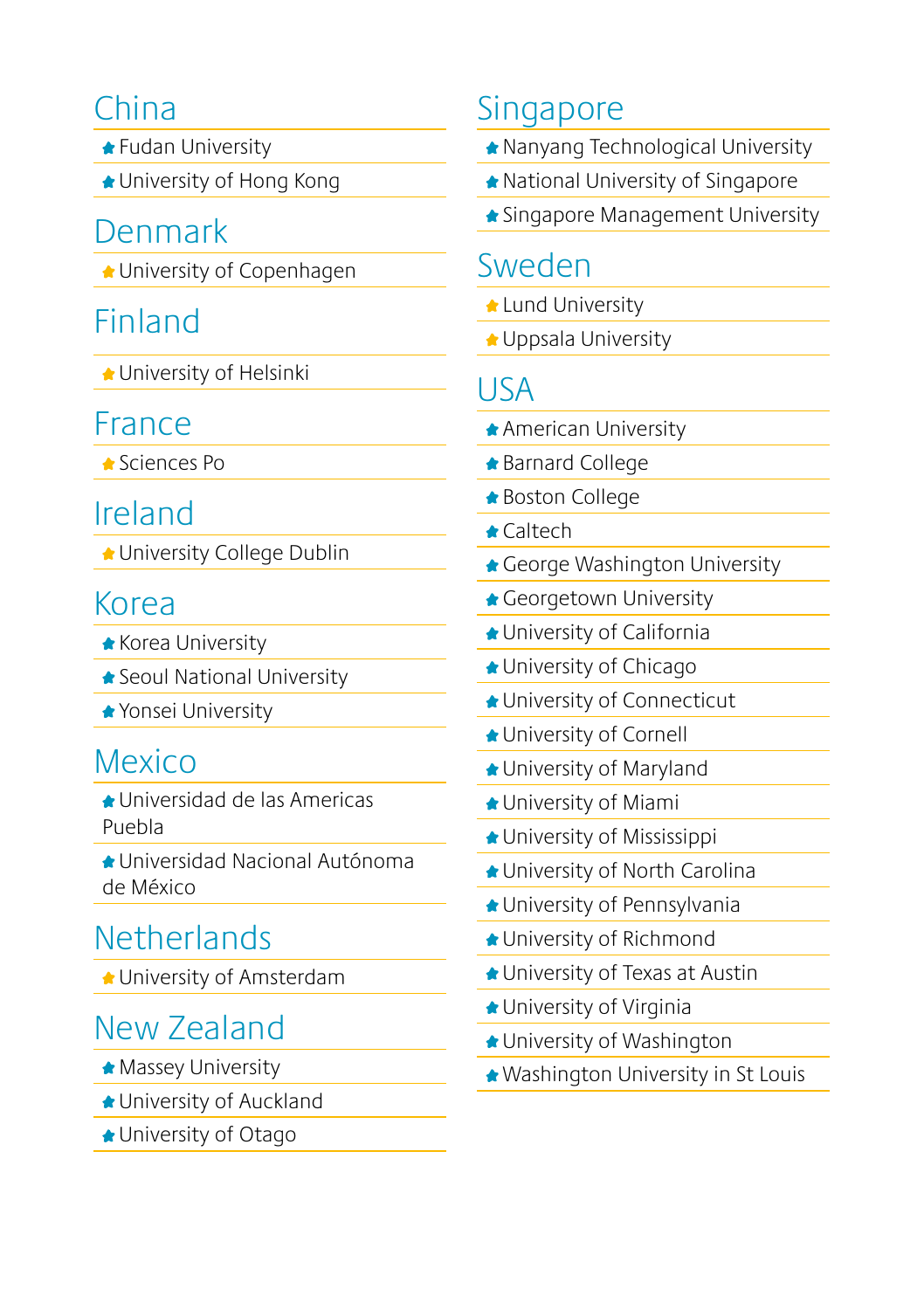## China

- Fudan University
- University of Hong Kong

## Denmark

- University of Copenhagen

## Finland

- University of Helsinki

## France

- Sciences Po

## Ireland

- University College Dublin

## Korea

- Korea University
- Seoul National University
- Yonsei University

## Mexico

- Universidad de las Americas Puebla
- Universidad Nacional Autónoma de México

## Netherlands

- University of Amsterdam

## New Zealand

- Massey University
- University of Auckland
- University of Otago

## Singapore

- Nanyang Technological University
- National University of Singapore
- Singapore Management University

## Sweden

- Lund University
- Uppsala University

## USA

- American University
- Barnard College
- Boston College
- Caltech
- George Washington University
- Georgetown University
- University of California
- University of Chicago
- University of Connecticut
- University of Cornell
- University of Maryland
- University of Miami
- University of Mississippi
- University of North Carolina
- University of Pennsylvania
- University of Richmond
- University of Texas at Austin
- University of Virginia
- University of Washington
- Washington University in St Louis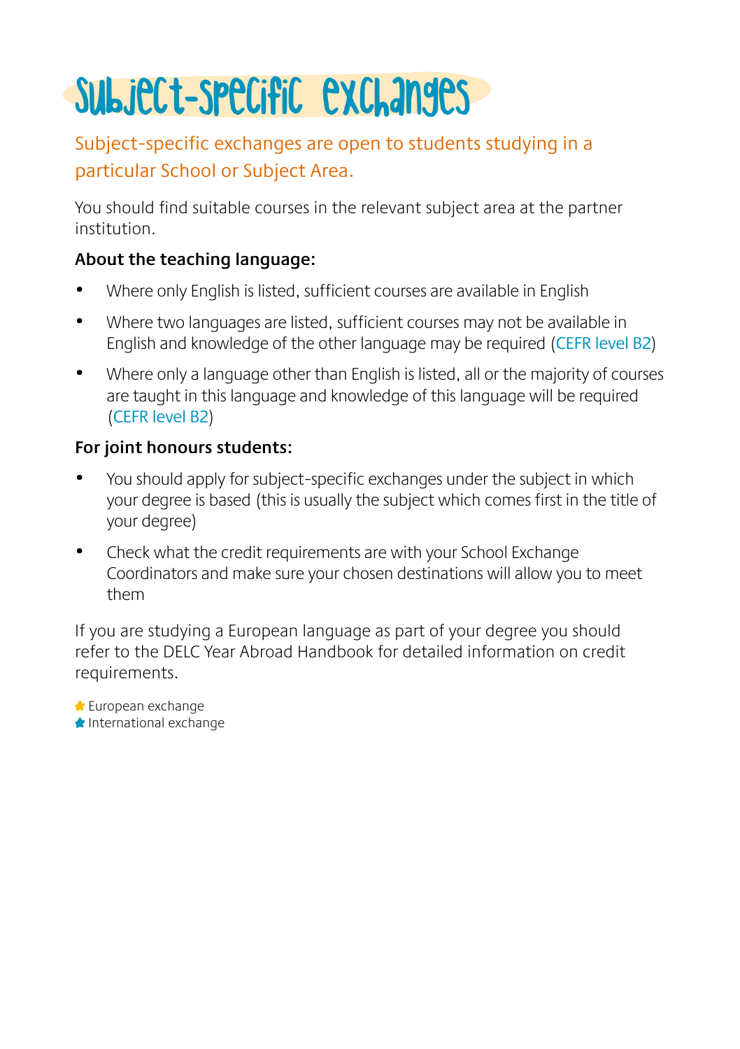# Subject-specific exchanges

Subject-specific exchanges are open to students studying in a particular School or Subject Area.

You should find suitable courses in the relevant subject area at the partner institution.

**About the teaching language:**

- Where only English is listed, sufficient courses are available in English
- Where two languages are listed, sufficient courses may not be available in English and knowledge of the other language may be required (CEFR level B2)
- Where only a language other than English is listed, all or the majority of courses are taught in this language and knowledge of this language will be required (CEFR level B2)

**For joint honours students:**

- You should apply for subject-specific exchanges under the subject in which your degree is based (this is usually the subject which comes first in the title of your degree)
- Check what the credit requirements are with your School Exchange Coordinators and make sure your chosen destinations will allow you to meet them

If you are studying a European language as part of your degree you should refer to the DELC Year Abroad Handbook for detailed information on credit requirements.

★ European exchange
★ International exchange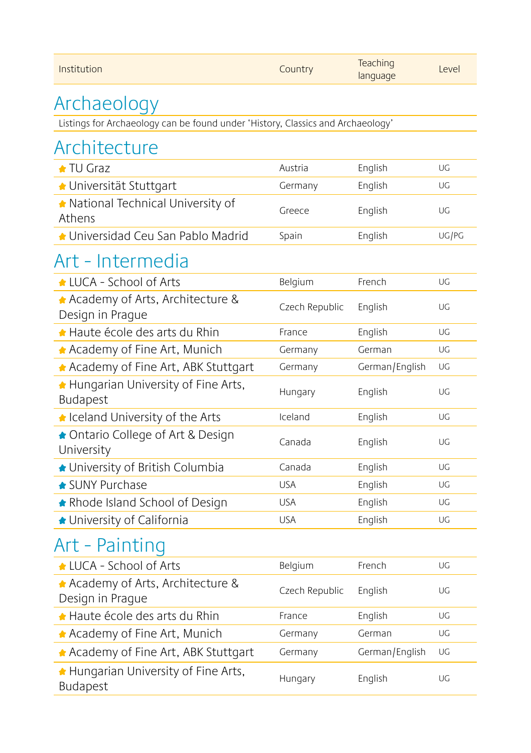| Institution | Country | Teaching language | Level |
|---|---|---|---|

## Archaeology

Listings for Archaeology can be found under 'History, Classics and Archaeology'

## Architecture

| Institution | Country | Teaching language | Level |
|---|---|---|---|
| TU Graz | Austria | English | UG |
| Universität Stuttgart | Germany | English | UG |
| National Technical University of Athens | Greece | English | UG |
| Universidad Ceu San Pablo Madrid | Spain | English | UG/PG |

## Art - Intermedia

| Institution | Country | Teaching language | Level |
|---|---|---|---|
| LUCA - School of Arts | Belgium | French | UG |
| Academy of Arts, Architecture & Design in Prague | Czech Republic | English | UG |
| Haute école des arts du Rhin | France | English | UG |
| Academy of Fine Art, Munich | Germany | German | UG |
| Academy of Fine Art, ABK Stuttgart | Germany | German/English | UG |
| Hungarian University of Fine Arts, Budapest | Hungary | English | UG |
| Iceland University of the Arts | Iceland | English | UG |
| Ontario College of Art & Design University | Canada | English | UG |
| University of British Columbia | Canada | English | UG |
| SUNY Purchase | USA | English | UG |
| Rhode Island School of Design | USA | English | UG |
| University of California | USA | English | UG |

## Art - Painting

| Institution | Country | Teaching language | Level |
|---|---|---|---|
| LUCA - School of Arts | Belgium | French | UG |
| Academy of Arts, Architecture & Design in Prague | Czech Republic | English | UG |
| Haute école des arts du Rhin | France | English | UG |
| Academy of Fine Art, Munich | Germany | German | UG |
| Academy of Fine Art, ABK Stuttgart | Germany | German/English | UG |
| Hungarian University of Fine Arts, Budapest | Hungary | English | UG |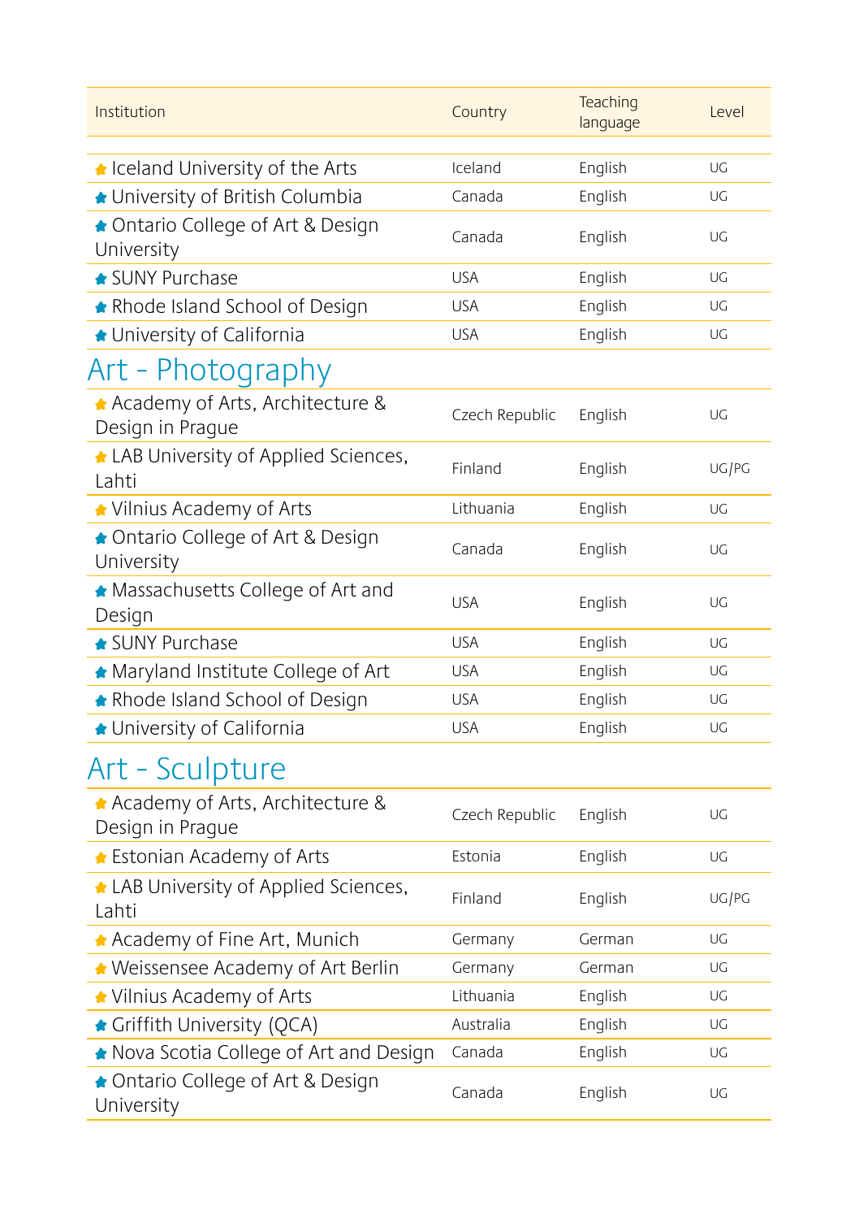| Institution | Country | Teaching language | Level |
|---|---|---|---|
| Iceland University of the Arts | Iceland | English | UG |
| University of British Columbia | Canada | English | UG |
| Ontario College of Art & Design University | Canada | English | UG |
| SUNY Purchase | USA | English | UG |
| Rhode Island School of Design | USA | English | UG |
| University of California | USA | English | UG |

## Art - Photography

| Institution | Country | Teaching language | Level |
|---|---|---|---|
| Academy of Arts, Architecture & Design in Prague | Czech Republic | English | UG |
| LAB University of Applied Sciences, Lahti | Finland | English | UG/PG |
| Vilnius Academy of Arts | Lithuania | English | UG |
| Ontario College of Art & Design University | Canada | English | UG |
| Massachusetts College of Art and Design | USA | English | UG |
| SUNY Purchase | USA | English | UG |
| Maryland Institute College of Art | USA | English | UG |
| Rhode Island School of Design | USA | English | UG |
| University of California | USA | English | UG |

## Art - Sculpture

| Institution | Country | Teaching language | Level |
|---|---|---|---|
| Academy of Arts, Architecture & Design in Prague | Czech Republic | English | UG |
| Estonian Academy of Arts | Estonia | English | UG |
| LAB University of Applied Sciences, Lahti | Finland | English | UG/PG |
| Academy of Fine Art, Munich | Germany | German | UG |
| Weissensee Academy of Art Berlin | Germany | German | UG |
| Vilnius Academy of Arts | Lithuania | English | UG |
| Griffith University (QCA) | Australia | English | UG |
| Nova Scotia College of Art and Design | Canada | English | UG |
| Ontario College of Art & Design University | Canada | English | UG |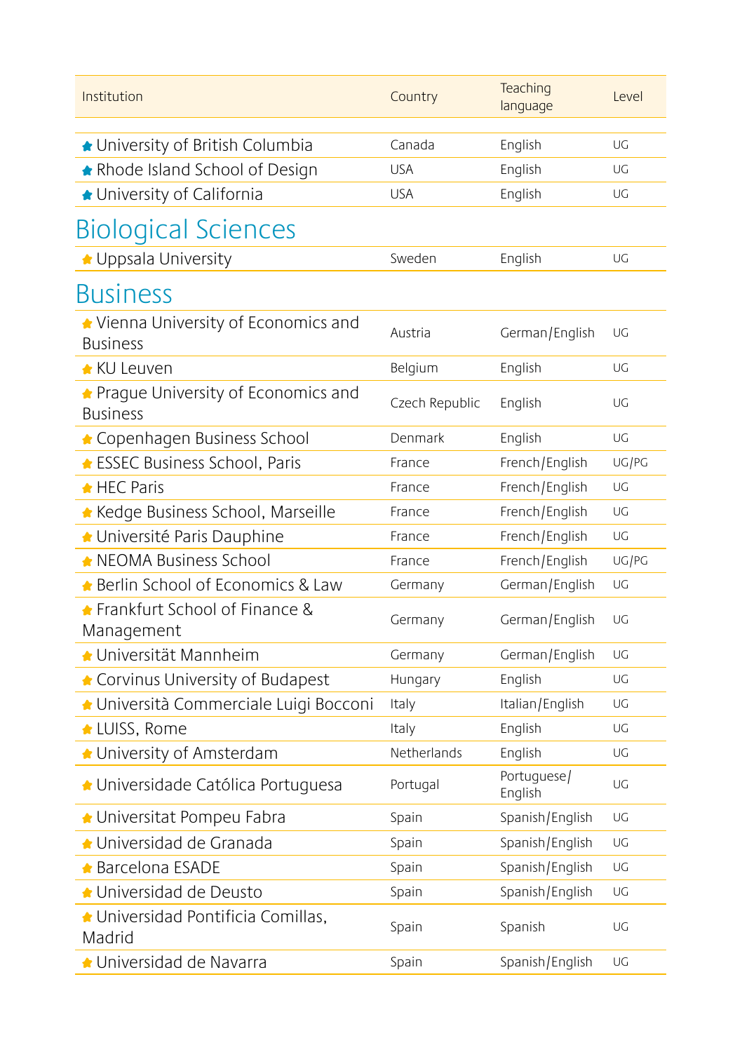| Institution | Country | Teaching language | Level |
|---|---|---|---|
| University of British Columbia | Canada | English | UG |
| Rhode Island School of Design | USA | English | UG |
| University of California | USA | English | UG |

## Biological Sciences

| Institution | Country | Teaching language | Level |
|---|---|---|---|
| Uppsala University | Sweden | English | UG |

## Business

| Institution | Country | Teaching language | Level |
|---|---|---|---|
| Vienna University of Economics and Business | Austria | German/English | UG |
| KU Leuven | Belgium | English | UG |
| Prague University of Economics and Business | Czech Republic | English | UG |
| Copenhagen Business School | Denmark | English | UG |
| ESSEC Business School, Paris | France | French/English | UG/PG |
| HEC Paris | France | French/English | UG |
| Kedge Business School, Marseille | France | French/English | UG |
| Université Paris Dauphine | France | French/English | UG |
| NEOMA Business School | France | French/English | UG/PG |
| Berlin School of Economics & Law | Germany | German/English | UG |
| Frankfurt School of Finance & Management | Germany | German/English | UG |
| Universität Mannheim | Germany | German/English | UG |
| Corvinus University of Budapest | Hungary | English | UG |
| Università Commerciale Luigi Bocconi | Italy | Italian/English | UG |
| LUISS, Rome | Italy | English | UG |
| University of Amsterdam | Netherlands | English | UG |
| Universidade Católica Portuguesa | Portugal | Portuguese/ English | UG |
| Universitat Pompeu Fabra | Spain | Spanish/English | UG |
| Universidad de Granada | Spain | Spanish/English | UG |
| Barcelona ESADE | Spain | Spanish/English | UG |
| Universidad de Deusto | Spain | Spanish/English | UG |
| Universidad Pontificia Comillas, Madrid | Spain | Spanish | UG |
| Universidad de Navarra | Spain | Spanish/English | UG |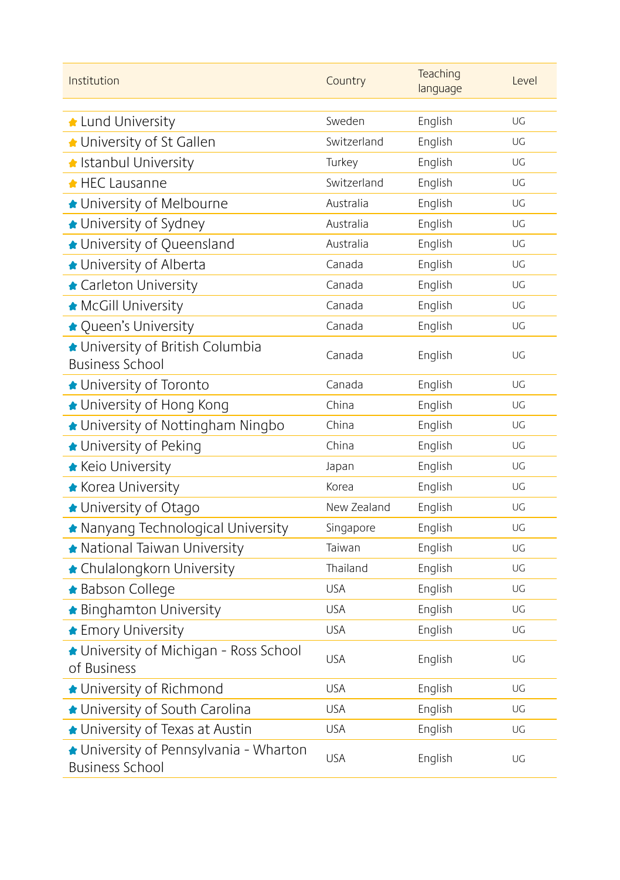| Institution | Country | Teaching language | Level |
|---|---|---|---|
| Lund University | Sweden | English | UG |
| University of St Gallen | Switzerland | English | UG |
| Istanbul University | Turkey | English | UG |
| HEC Lausanne | Switzerland | English | UG |
| University of Melbourne | Australia | English | UG |
| University of Sydney | Australia | English | UG |
| University of Queensland | Australia | English | UG |
| University of Alberta | Canada | English | UG |
| Carleton University | Canada | English | UG |
| McGill University | Canada | English | UG |
| Queen's University | Canada | English | UG |
| University of British Columbia Business School | Canada | English | UG |
| University of Toronto | Canada | English | UG |
| University of Hong Kong | China | English | UG |
| University of Nottingham Ningbo | China | English | UG |
| University of Peking | China | English | UG |
| Keio University | Japan | English | UG |
| Korea University | Korea | English | UG |
| University of Otago | New Zealand | English | UG |
| Nanyang Technological University | Singapore | English | UG |
| National Taiwan University | Taiwan | English | UG |
| Chulalongkorn University | Thailand | English | UG |
| Babson College | USA | English | UG |
| Binghamton University | USA | English | UG |
| Emory University | USA | English | UG |
| University of Michigan - Ross School of Business | USA | English | UG |
| University of Richmond | USA | English | UG |
| University of South Carolina | USA | English | UG |
| University of Texas at Austin | USA | English | UG |
| University of Pennsylvania - Wharton Business School | USA | English | UG |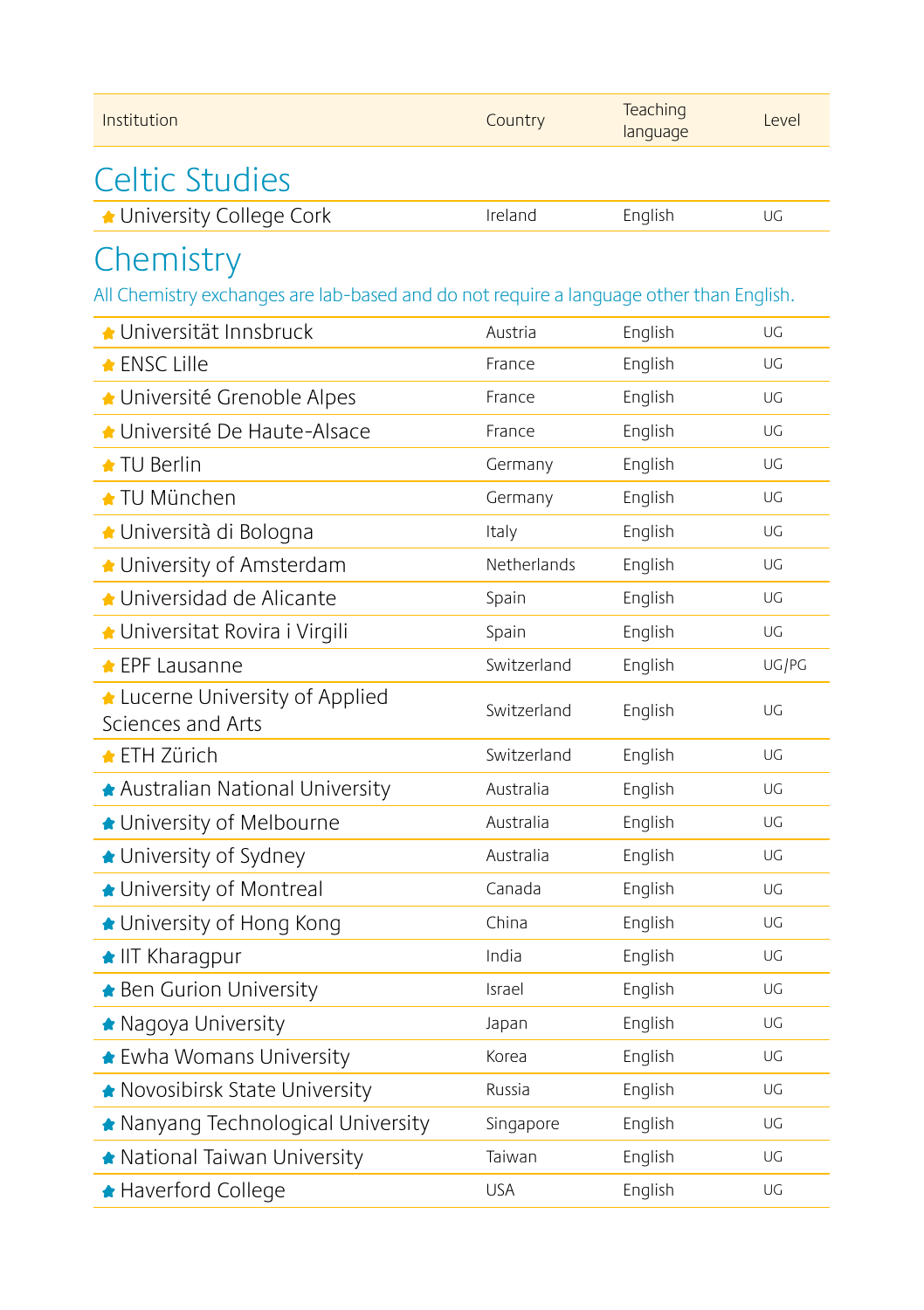| Institution | Country | Teaching language | Level |
|---|---|---|---|

## Celtic Studies

| Institution | Country | Teaching language | Level |
|---|---|---|---|
| University College Cork | Ireland | English | UG |

## Chemistry

All Chemistry exchanges are lab-based and do not require a language other than English.

| Institution | Country | Teaching language | Level |
|---|---|---|---|
| Universität Innsbruck | Austria | English | UG |
| ENSC Lille | France | English | UG |
| Université Grenoble Alpes | France | English | UG |
| Université De Haute-Alsace | France | English | UG |
| TU Berlin | Germany | English | UG |
| TU München | Germany | English | UG |
| Università di Bologna | Italy | English | UG |
| University of Amsterdam | Netherlands | English | UG |
| Universidad de Alicante | Spain | English | UG |
| Universitat Rovira i Virgili | Spain | English | UG |
| EPF Lausanne | Switzerland | English | UG/PG |
| Lucerne University of Applied Sciences and Arts | Switzerland | English | UG |
| ETH Zürich | Switzerland | English | UG |
| Australian National University | Australia | English | UG |
| University of Melbourne | Australia | English | UG |
| University of Sydney | Australia | English | UG |
| University of Montreal | Canada | English | UG |
| University of Hong Kong | China | English | UG |
| IIT Kharagpur | India | English | UG |
| Ben Gurion University | Israel | English | UG |
| Nagoya University | Japan | English | UG |
| Ewha Womans University | Korea | English | UG |
| Novosibirsk State University | Russia | English | UG |
| Nanyang Technological University | Singapore | English | UG |
| National Taiwan University | Taiwan | English | UG |
| Haverford College | USA | English | UG |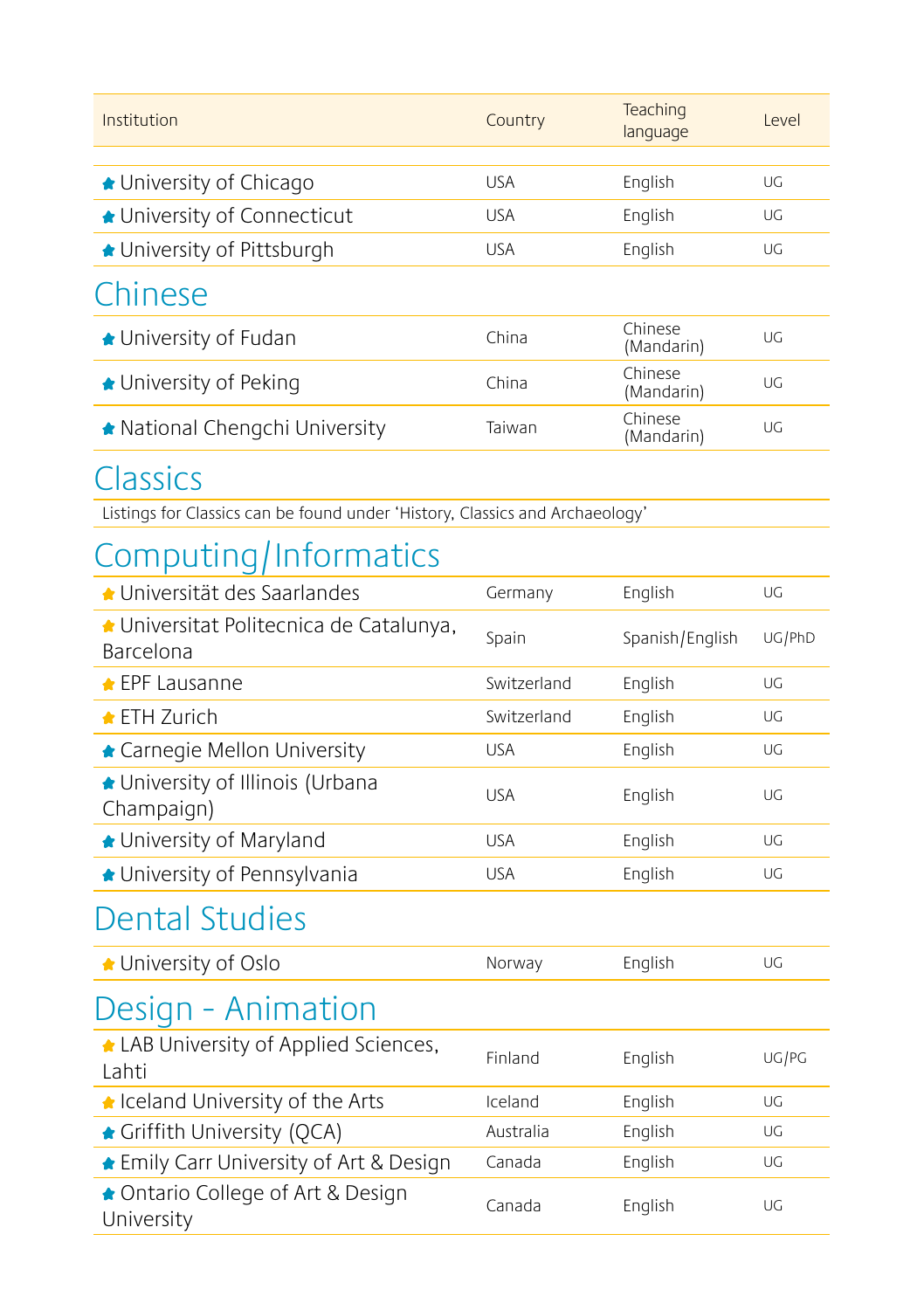| Institution | Country | Teaching language | Level |
|---|---|---|---|
| University of Chicago | USA | English | UG |
| University of Connecticut | USA | English | UG |
| University of Pittsburgh | USA | English | UG |

## Chinese

| Institution | Country | Teaching language | Level |
|---|---|---|---|
| University of Fudan | China | Chinese (Mandarin) | UG |
| University of Peking | China | Chinese (Mandarin) | UG |
| National Chengchi University | Taiwan | Chinese (Mandarin) | UG |

## Classics

Listings for Classics can be found under 'History, Classics and Archaeology'

## Computing/Informatics

| Institution | Country | Teaching language | Level |
|---|---|---|---|
| Universität des Saarlandes | Germany | English | UG |
| Universitat Politecnica de Catalunya, Barcelona | Spain | Spanish/English | UG/PhD |
| EPF Lausanne | Switzerland | English | UG |
| ETH Zurich | Switzerland | English | UG |
| Carnegie Mellon University | USA | English | UG |
| University of Illinois (Urbana Champaign) | USA | English | UG |
| University of Maryland | USA | English | UG |
| University of Pennsylvania | USA | English | UG |

## Dental Studies

| Institution | Country | Teaching language | Level |
|---|---|---|---|
| University of Oslo | Norway | English | UG |

## Design - Animation

| Institution | Country | Teaching language | Level |
|---|---|---|---|
| LAB University of Applied Sciences, Lahti | Finland | English | UG/PG |
| Iceland University of the Arts | Iceland | English | UG |
| Griffith University (QCA) | Australia | English | UG |
| Emily Carr University of Art & Design | Canada | English | UG |
| Ontario College of Art & Design University | Canada | English | UG |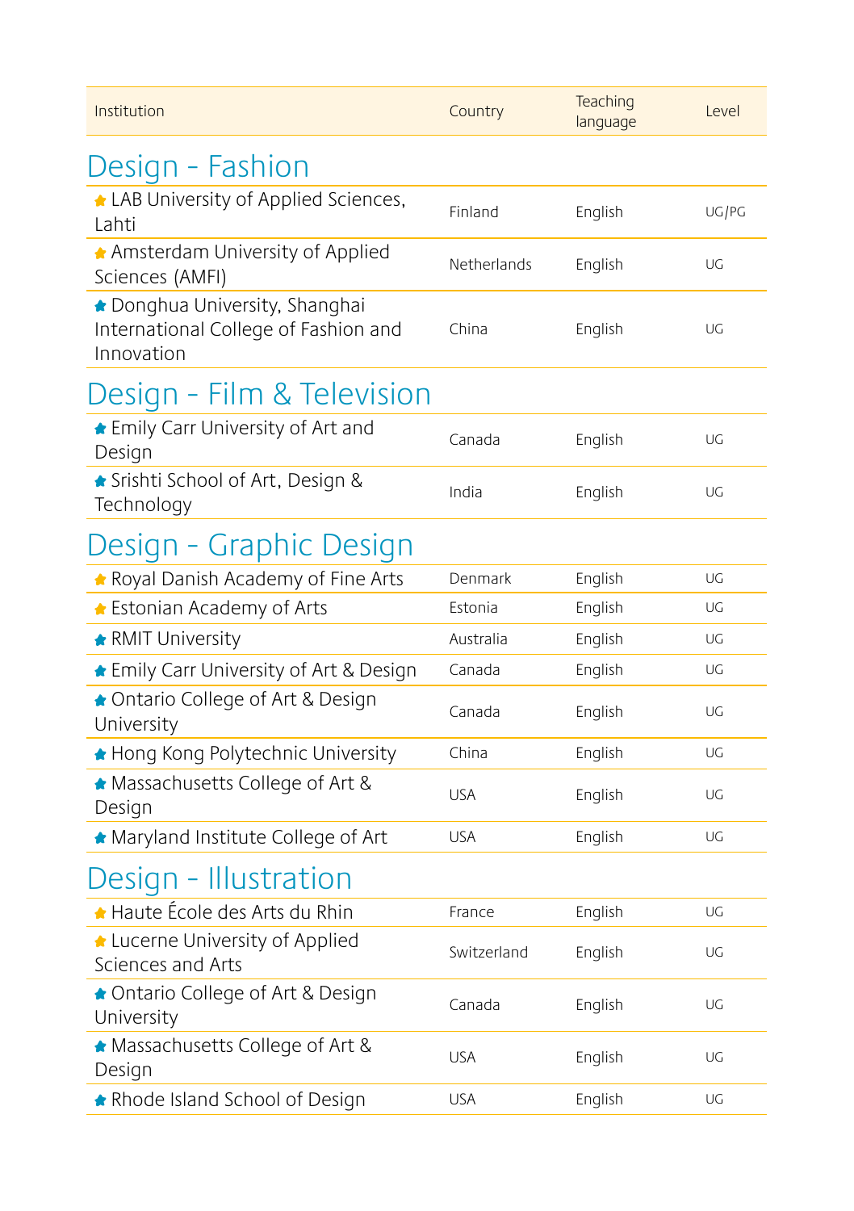| Institution | Country | Teaching language | Level |
|---|---|---|---|

## Design - Fashion

| Institution | Country | Teaching language | Level |
|---|---|---|---|
| ★ LAB University of Applied Sciences, Lahti | Finland | English | UG/PG |
| ★ Amsterdam University of Applied Sciences (AMFI) | Netherlands | English | UG |
| ★ Donghua University, Shanghai International College of Fashion and Innovation | China | English | UG |

## Design - Film & Television

| Institution | Country | Teaching language | Level |
|---|---|---|---|
| ★ Emily Carr University of Art and Design | Canada | English | UG |
| ★ Srishti School of Art, Design & Technology | India | English | UG |

## Design - Graphic Design

| Institution | Country | Teaching language | Level |
|---|---|---|---|
| ★ Royal Danish Academy of Fine Arts | Denmark | English | UG |
| ★ Estonian Academy of Arts | Estonia | English | UG |
| ★ RMIT University | Australia | English | UG |
| ★ Emily Carr University of Art & Design | Canada | English | UG |
| ★ Ontario College of Art & Design University | Canada | English | UG |
| ★ Hong Kong Polytechnic University | China | English | UG |
| ★ Massachusetts College of Art & Design | USA | English | UG |
| ★ Maryland Institute College of Art | USA | English | UG |

## Design - Illustration

| Institution | Country | Teaching language | Level |
|---|---|---|---|
| ★ Haute École des Arts du Rhin | France | English | UG |
| ★ Lucerne University of Applied Sciences and Arts | Switzerland | English | UG |
| ★ Ontario College of Art & Design University | Canada | English | UG |
| ★ Massachusetts College of Art & Design | USA | English | UG |
| ★ Rhode Island School of Design | USA | English | UG |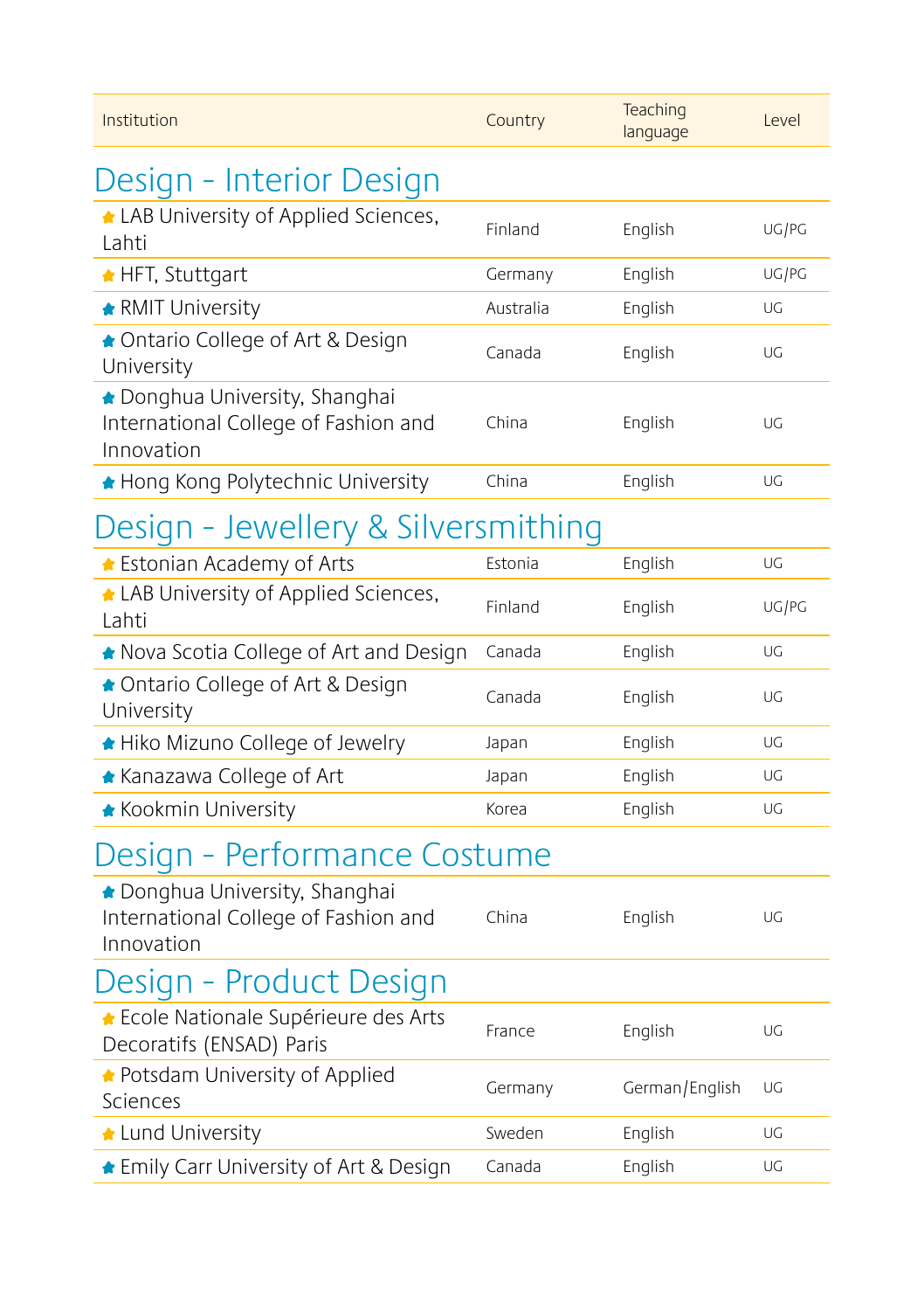| Institution | Country | Teaching language | Level |
|---|---|---|---|

## Design - Interior Design

| Institution | Country | Teaching language | Level |
|---|---|---|---|
| ★ LAB University of Applied Sciences, Lahti | Finland | English | UG/PG |
| ★ HFT, Stuttgart | Germany | English | UG/PG |
| ★ RMIT University | Australia | English | UG |
| ★ Ontario College of Art & Design University | Canada | English | UG |
| ★ Donghua University, Shanghai International College of Fashion and Innovation | China | English | UG |
| ★ Hong Kong Polytechnic University | China | English | UG |

## Design - Jewellery & Silversmithing

| Institution | Country | Teaching language | Level |
|---|---|---|---|
| ★ Estonian Academy of Arts | Estonia | English | UG |
| ★ LAB University of Applied Sciences, Lahti | Finland | English | UG/PG |
| ★ Nova Scotia College of Art and Design | Canada | English | UG |
| ★ Ontario College of Art & Design University | Canada | English | UG |
| ★ Hiko Mizuno College of Jewelry | Japan | English | UG |
| ★ Kanazawa College of Art | Japan | English | UG |
| ★ Kookmin University | Korea | English | UG |

## Design - Performance Costume

| Institution | Country | Teaching language | Level |
|---|---|---|---|
| ★ Donghua University, Shanghai International College of Fashion and Innovation | China | English | UG |

## Design - Product Design

| Institution | Country | Teaching language | Level |
|---|---|---|---|
| ★ Ecole Nationale Supérieure des Arts Decoratifs (ENSAD) Paris | France | English | UG |
| ★ Potsdam University of Applied Sciences | Germany | German/English | UG |
| ★ Lund University | Sweden | English | UG |
| ★ Emily Carr University of Art & Design | Canada | English | UG |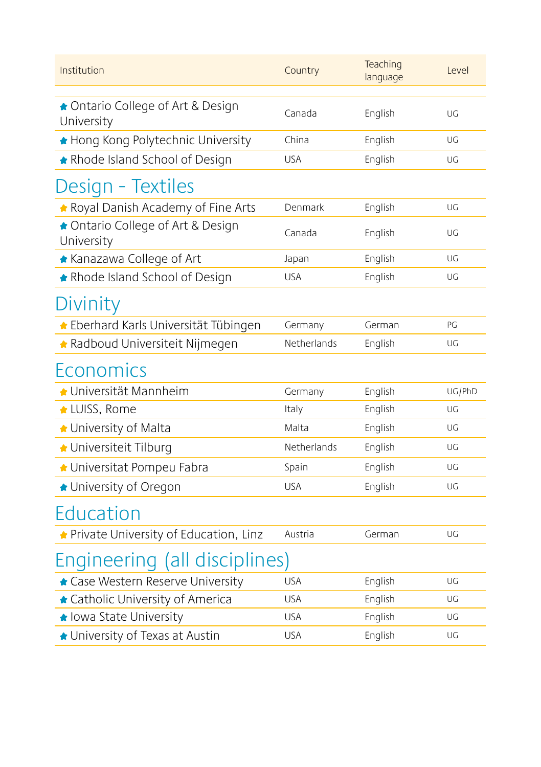| Institution | Country | Teaching language | Level |
|---|---|---|---|
| Ontario College of Art & Design University | Canada | English | UG |
| Hong Kong Polytechnic University | China | English | UG |
| Rhode Island School of Design | USA | English | UG |

## Design - Textiles

| Institution | Country | Teaching language | Level |
|---|---|---|---|
| Royal Danish Academy of Fine Arts | Denmark | English | UG |
| Ontario College of Art & Design University | Canada | English | UG |
| Kanazawa College of Art | Japan | English | UG |
| Rhode Island School of Design | USA | English | UG |

## Divinity

| Institution | Country | Teaching language | Level |
|---|---|---|---|
| Eberhard Karls Universität Tübingen | Germany | German | PG |
| Radboud Universiteit Nijmegen | Netherlands | English | UG |

## Economics

| Institution | Country | Teaching language | Level |
|---|---|---|---|
| Universität Mannheim | Germany | English | UG/PhD |
| LUISS, Rome | Italy | English | UG |
| University of Malta | Malta | English | UG |
| Universiteit Tilburg | Netherlands | English | UG |
| Universitat Pompeu Fabra | Spain | English | UG |
| University of Oregon | USA | English | UG |

## Education

| Institution | Country | Teaching language | Level |
|---|---|---|---|
| Private University of Education, Linz | Austria | German | UG |

## Engineering (all disciplines)

| Institution | Country | Teaching language | Level |
|---|---|---|---|
| Case Western Reserve University | USA | English | UG |
| Catholic University of America | USA | English | UG |
| Iowa State University | USA | English | UG |
| University of Texas at Austin | USA | English | UG |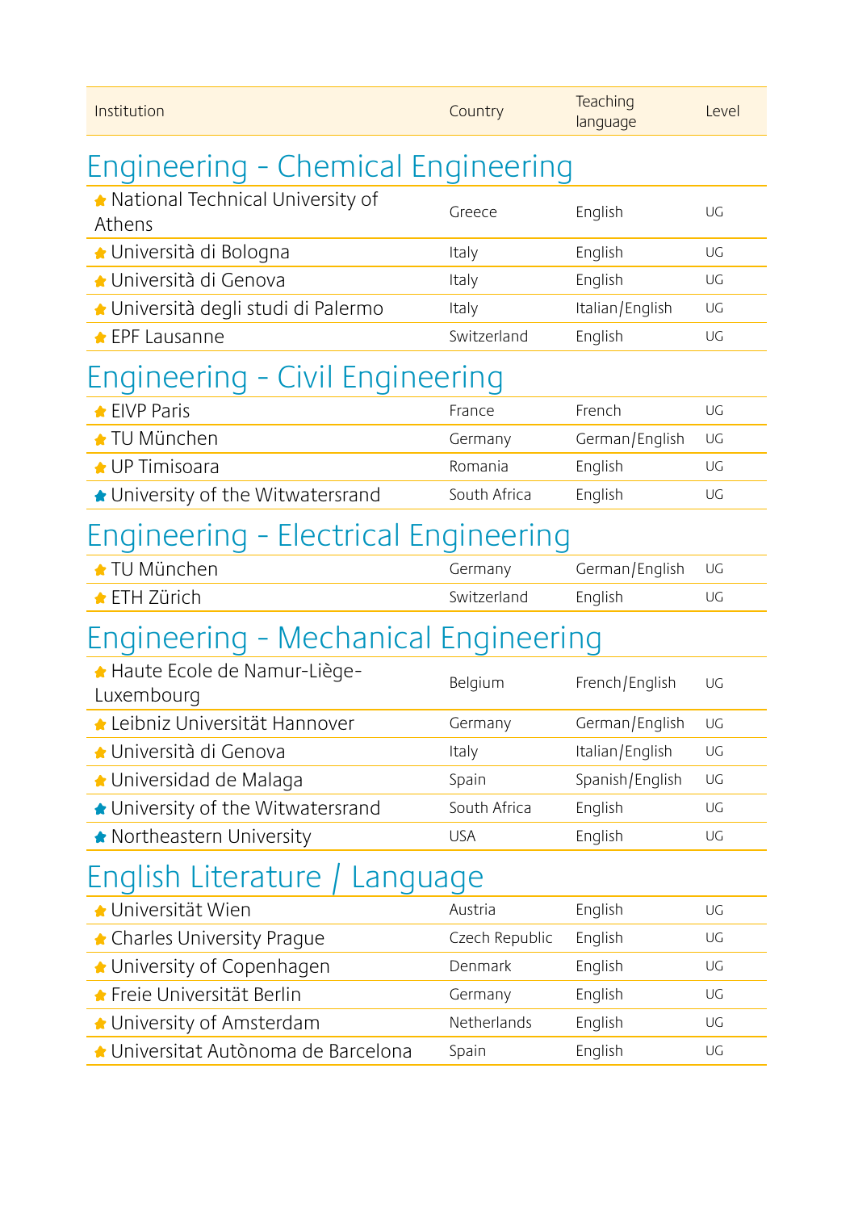| Institution | Country | Teaching language | Level |
|---|---|---|---|

## Engineering - Chemical Engineering

| Institution | Country | Teaching language | Level |
|---|---|---|---|
| National Technical University of Athens | Greece | English | UG |
| Università di Bologna | Italy | English | UG |
| Università di Genova | Italy | English | UG |
| Università degli studi di Palermo | Italy | Italian/English | UG |
| EPF Lausanne | Switzerland | English | UG |

## Engineering - Civil Engineering

| Institution | Country | Teaching language | Level |
|---|---|---|---|
| EIVP Paris | France | French | UG |
| TU München | Germany | German/English | UG |
| UP Timisoara | Romania | English | UG |
| University of the Witwatersrand | South Africa | English | UG |

## Engineering - Electrical Engineering

| Institution | Country | Teaching language | Level |
|---|---|---|---|
| TU München | Germany | German/English | UG |
| ETH Zürich | Switzerland | English | UG |

## Engineering - Mechanical Engineering

| Institution | Country | Teaching language | Level |
|---|---|---|---|
| Haute Ecole de Namur-Liège-Luxembourg | Belgium | French/English | UG |
| Leibniz Universität Hannover | Germany | German/English | UG |
| Università di Genova | Italy | Italian/English | UG |
| Universidad de Malaga | Spain | Spanish/English | UG |
| University of the Witwatersrand | South Africa | English | UG |
| Northeastern University | USA | English | UG |

## English Literature / Language

| Institution | Country | Teaching language | Level |
|---|---|---|---|
| Universität Wien | Austria | English | UG |
| Charles University Prague | Czech Republic | English | UG |
| University of Copenhagen | Denmark | English | UG |
| Freie Universität Berlin | Germany | English | UG |
| University of Amsterdam | Netherlands | English | UG |
| Universitat Autònoma de Barcelona | Spain | English | UG |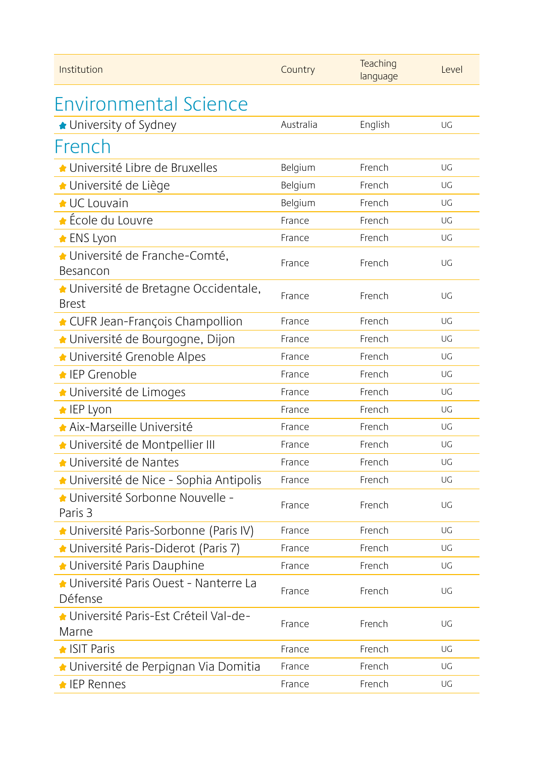| Institution | Country | Teaching language | Level |
|---|---|---|---|

## Environmental Science

| Institution | Country | Teaching language | Level |
|---|---|---|---|
| University of Sydney | Australia | English | UG |

## French

| Institution | Country | Teaching language | Level |
|---|---|---|---|
| Université Libre de Bruxelles | Belgium | French | UG |
| Université de Liège | Belgium | French | UG |
| UC Louvain | Belgium | French | UG |
| École du Louvre | France | French | UG |
| ENS Lyon | France | French | UG |
| Université de Franche-Comté, Besancon | France | French | UG |
| Université de Bretagne Occidentale, Brest | France | French | UG |
| CUFR Jean-François Champollion | France | French | UG |
| Université de Bourgogne, Dijon | France | French | UG |
| Université Grenoble Alpes | France | French | UG |
| IEP Grenoble | France | French | UG |
| Université de Limoges | France | French | UG |
| IEP Lyon | France | French | UG |
| Aix-Marseille Université | France | French | UG |
| Université de Montpellier III | France | French | UG |
| Université de Nantes | France | French | UG |
| Université de Nice - Sophia Antipolis | France | French | UG |
| Université Sorbonne Nouvelle - Paris 3 | France | French | UG |
| Université Paris-Sorbonne (Paris IV) | France | French | UG |
| Université Paris-Diderot (Paris 7) | France | French | UG |
| Université Paris Dauphine | France | French | UG |
| Université Paris Ouest - Nanterre La Défense | France | French | UG |
| Université Paris-Est Créteil Val-de-Marne | France | French | UG |
| ISIT Paris | France | French | UG |
| Université de Perpignan Via Domitia | France | French | UG |
| IEP Rennes | France | French | UG |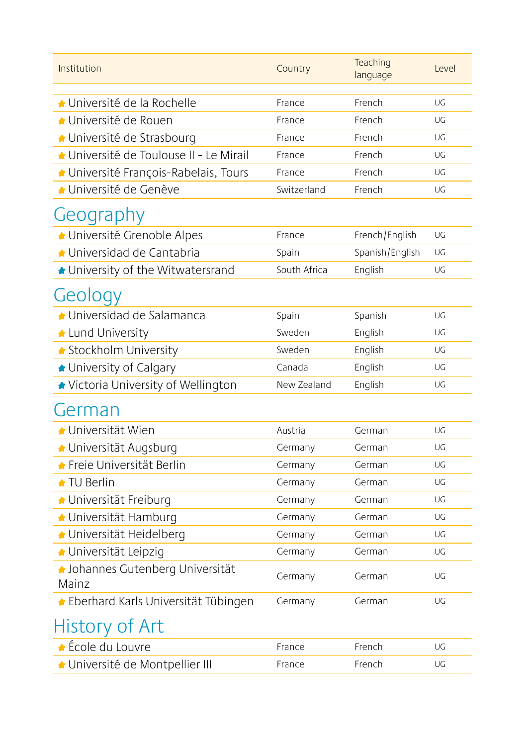| Institution | Country | Teaching language | Level |
|---|---|---|---|
| Université de la Rochelle | France | French | UG |
| Université de Rouen | France | French | UG |
| Université de Strasbourg | France | French | UG |
| Université de Toulouse II - Le Mirail | France | French | UG |
| Université François-Rabelais, Tours | France | French | UG |
| Université de Genève | Switzerland | French | UG |

## Geography

| Institution | Country | Teaching language | Level |
|---|---|---|---|
| Université Grenoble Alpes | France | French/English | UG |
| Universidad de Cantabria | Spain | Spanish/English | UG |
| University of the Witwatersrand | South Africa | English | UG |

## Geology

| Institution | Country | Teaching language | Level |
|---|---|---|---|
| Universidad de Salamanca | Spain | Spanish | UG |
| Lund University | Sweden | English | UG |
| Stockholm University | Sweden | English | UG |
| University of Calgary | Canada | English | UG |
| Victoria University of Wellington | New Zealand | English | UG |

## German

| Institution | Country | Teaching language | Level |
|---|---|---|---|
| Universität Wien | Austria | German | UG |
| Universität Augsburg | Germany | German | UG |
| Freie Universität Berlin | Germany | German | UG |
| TU Berlin | Germany | German | UG |
| Universität Freiburg | Germany | German | UG |
| Universität Hamburg | Germany | German | UG |
| Universität Heidelberg | Germany | German | UG |
| Universität Leipzig | Germany | German | UG |
| Johannes Gutenberg Universität Mainz | Germany | German | UG |
| Eberhard Karls Universität Tübingen | Germany | German | UG |

## History of Art

| Institution | Country | Teaching language | Level |
|---|---|---|---|
| École du Louvre | France | French | UG |
| Université de Montpellier III | France | French | UG |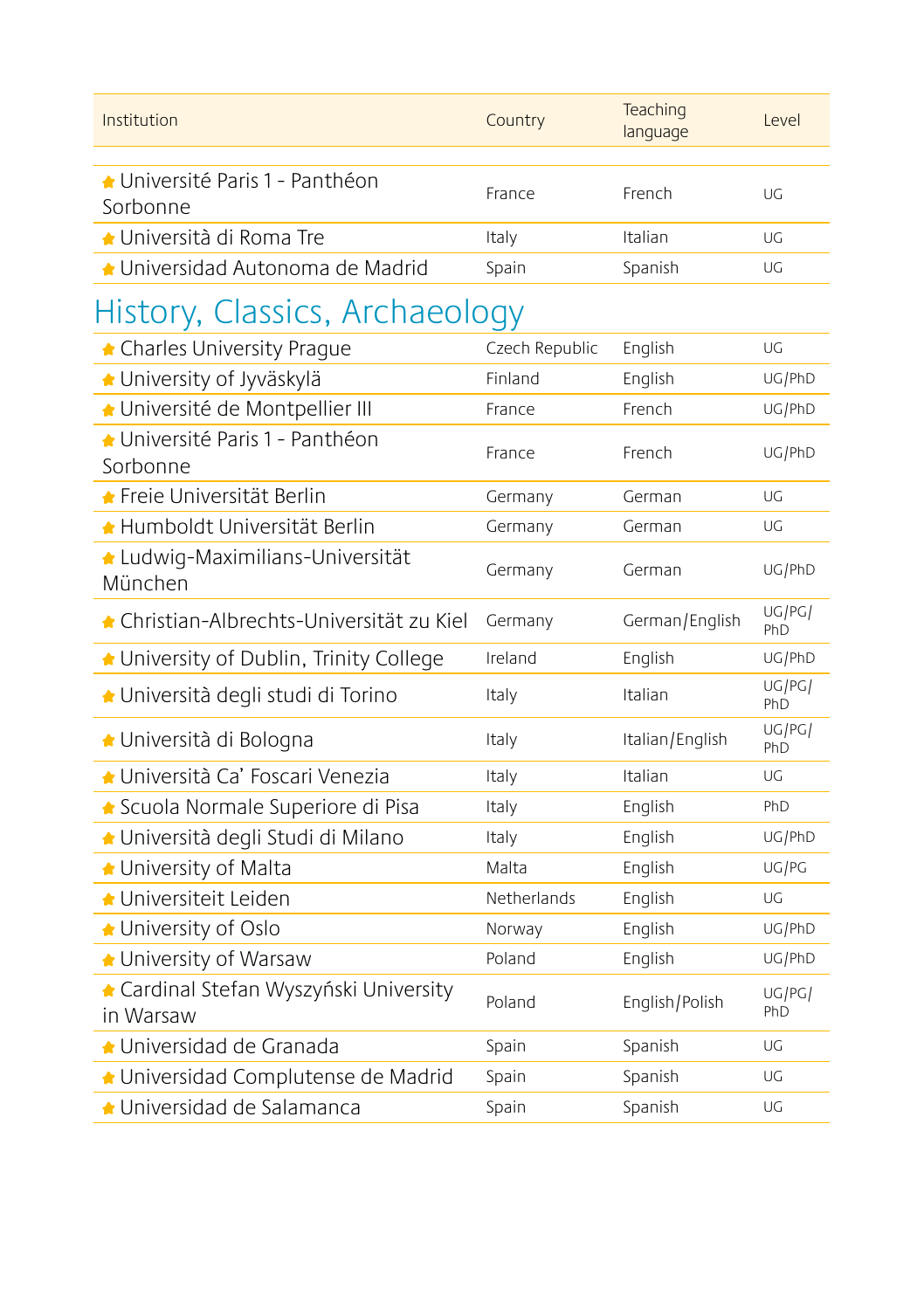| Institution | Country | Teaching language | Level |
|---|---|---|---|
| Université Paris 1 - Panthéon Sorbonne | France | French | UG |
| Università di Roma Tre | Italy | Italian | UG |
| Universidad Autonoma de Madrid | Spain | Spanish | UG |

## History, Classics, Archaeology

| Institution | Country | Teaching language | Level |
|---|---|---|---|
| Charles University Prague | Czech Republic | English | UG |
| University of Jyväskylä | Finland | English | UG/PhD |
| Université de Montpellier III | France | French | UG/PhD |
| Université Paris 1 - Panthéon Sorbonne | France | French | UG/PhD |
| Freie Universität Berlin | Germany | German | UG |
| Humboldt Universität Berlin | Germany | German | UG |
| Ludwig-Maximilians-Universität München | Germany | German | UG/PhD |
| Christian-Albrechts-Universität zu Kiel | Germany | German/English | UG/PG/PhD |
| University of Dublin, Trinity College | Ireland | English | UG/PhD |
| Università degli studi di Torino | Italy | Italian | UG/PG/PhD |
| Università di Bologna | Italy | Italian/English | UG/PG/PhD |
| Università Ca' Foscari Venezia | Italy | Italian | UG |
| Scuola Normale Superiore di Pisa | Italy | English | PhD |
| Università degli Studi di Milano | Italy | English | UG/PhD |
| University of Malta | Malta | English | UG/PG |
| Universiteit Leiden | Netherlands | English | UG |
| University of Oslo | Norway | English | UG/PhD |
| University of Warsaw | Poland | English | UG/PhD |
| Cardinal Stefan Wyszyński University in Warsaw | Poland | English/Polish | UG/PG/PhD |
| Universidad de Granada | Spain | Spanish | UG |
| Universidad Complutense de Madrid | Spain | Spanish | UG |
| Universidad de Salamanca | Spain | Spanish | UG |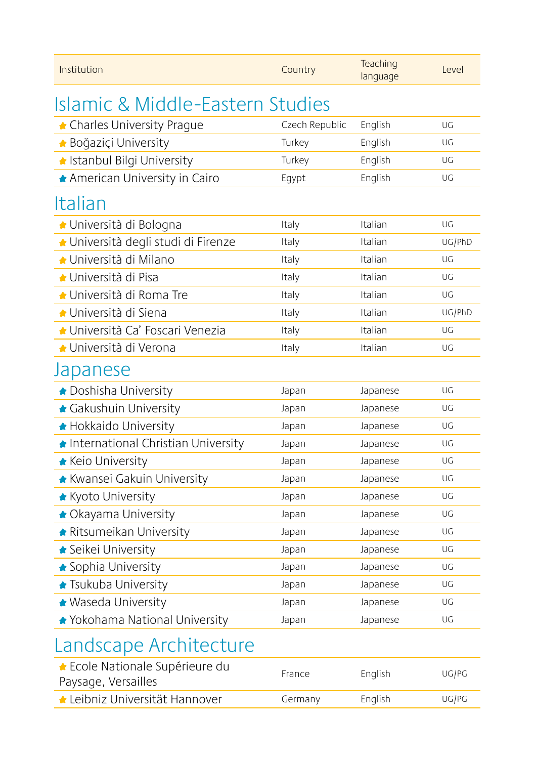| Institution | Country | Teaching language | Level |
|---|---|---|---|

## Islamic & Middle-Eastern Studies

| Institution | Country | Teaching language | Level |
|---|---|---|---|
| Charles University Prague | Czech Republic | English | UG |
| Boğaziçi University | Turkey | English | UG |
| Istanbul Bilgi University | Turkey | English | UG |
| American University in Cairo | Egypt | English | UG |

## Italian

| Institution | Country | Teaching language | Level |
|---|---|---|---|
| Università di Bologna | Italy | Italian | UG |
| Università degli studi di Firenze | Italy | Italian | UG/PhD |
| Università di Milano | Italy | Italian | UG |
| Università di Pisa | Italy | Italian | UG |
| Università di Roma Tre | Italy | Italian | UG |
| Università di Siena | Italy | Italian | UG/PhD |
| Università Ca' Foscari Venezia | Italy | Italian | UG |
| Università di Verona | Italy | Italian | UG |

## Japanese

| Institution | Country | Teaching language | Level |
|---|---|---|---|
| Doshisha University | Japan | Japanese | UG |
| Gakushuin University | Japan | Japanese | UG |
| Hokkaido University | Japan | Japanese | UG |
| International Christian University | Japan | Japanese | UG |
| Keio University | Japan | Japanese | UG |
| Kwansei Gakuin University | Japan | Japanese | UG |
| Kyoto University | Japan | Japanese | UG |
| Okayama University | Japan | Japanese | UG |
| Ritsumeikan University | Japan | Japanese | UG |
| Seikei University | Japan | Japanese | UG |
| Sophia University | Japan | Japanese | UG |
| Tsukuba University | Japan | Japanese | UG |
| Waseda University | Japan | Japanese | UG |
| Yokohama National University | Japan | Japanese | UG |

## Landscape Architecture

| Institution | Country | Teaching language | Level |
|---|---|---|---|
| Ecole Nationale Supérieure du Paysage, Versailles | France | English | UG/PG |
| Leibniz Universität Hannover | Germany | English | UG/PG |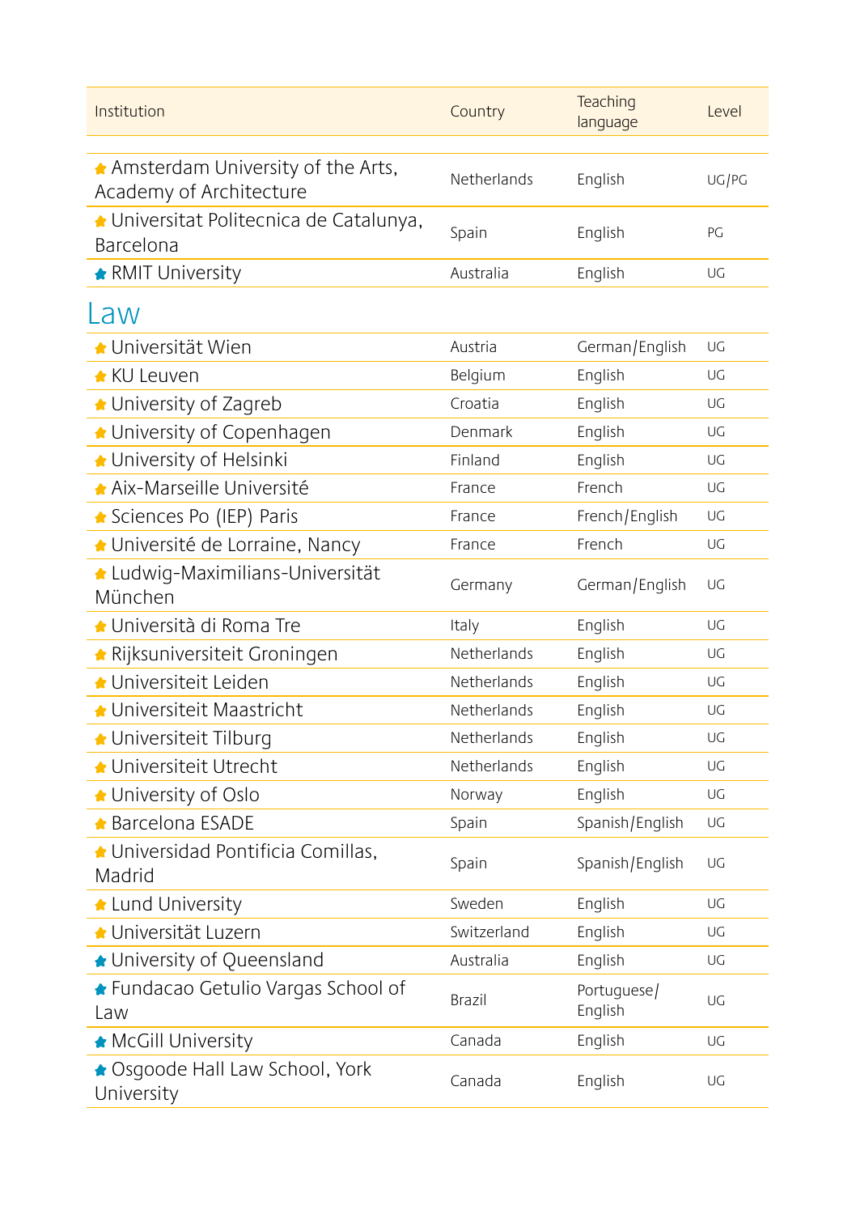| Institution | Country | Teaching language | Level |
|---|---|---|---|
| ★ Amsterdam University of the Arts, Academy of Architecture | Netherlands | English | UG/PG |
| ★ Universitat Politecnica de Catalunya, Barcelona | Spain | English | PG |
| ★ RMIT University | Australia | English | UG |

## Law

| Institution | Country | Teaching language | Level |
|---|---|---|---|
| ★ Universität Wien | Austria | German/English | UG |
| ★ KU Leuven | Belgium | English | UG |
| ★ University of Zagreb | Croatia | English | UG |
| ★ University of Copenhagen | Denmark | English | UG |
| ★ University of Helsinki | Finland | English | UG |
| ★ Aix-Marseille Université | France | French | UG |
| ★ Sciences Po (IEP) Paris | France | French/English | UG |
| ★ Université de Lorraine, Nancy | France | French | UG |
| ★ Ludwig-Maximilians-Universität München | Germany | German/English | UG |
| ★ Università di Roma Tre | Italy | English | UG |
| ★ Rijksuniversiteit Groningen | Netherlands | English | UG |
| ★ Universiteit Leiden | Netherlands | English | UG |
| ★ Universiteit Maastricht | Netherlands | English | UG |
| ★ Universiteit Tilburg | Netherlands | English | UG |
| ★ Universiteit Utrecht | Netherlands | English | UG |
| ★ University of Oslo | Norway | English | UG |
| ★ Barcelona ESADE | Spain | Spanish/English | UG |
| ★ Universidad Pontificia Comillas, Madrid | Spain | Spanish/English | UG |
| ★ Lund University | Sweden | English | UG |
| ★ Universität Luzern | Switzerland | English | UG |
| ★ University of Queensland | Australia | English | UG |
| ★ Fundacao Getulio Vargas School of Law | Brazil | Portuguese/English | UG |
| ★ McGill University | Canada | English | UG |
| ★ Osgoode Hall Law School, York University | Canada | English | UG |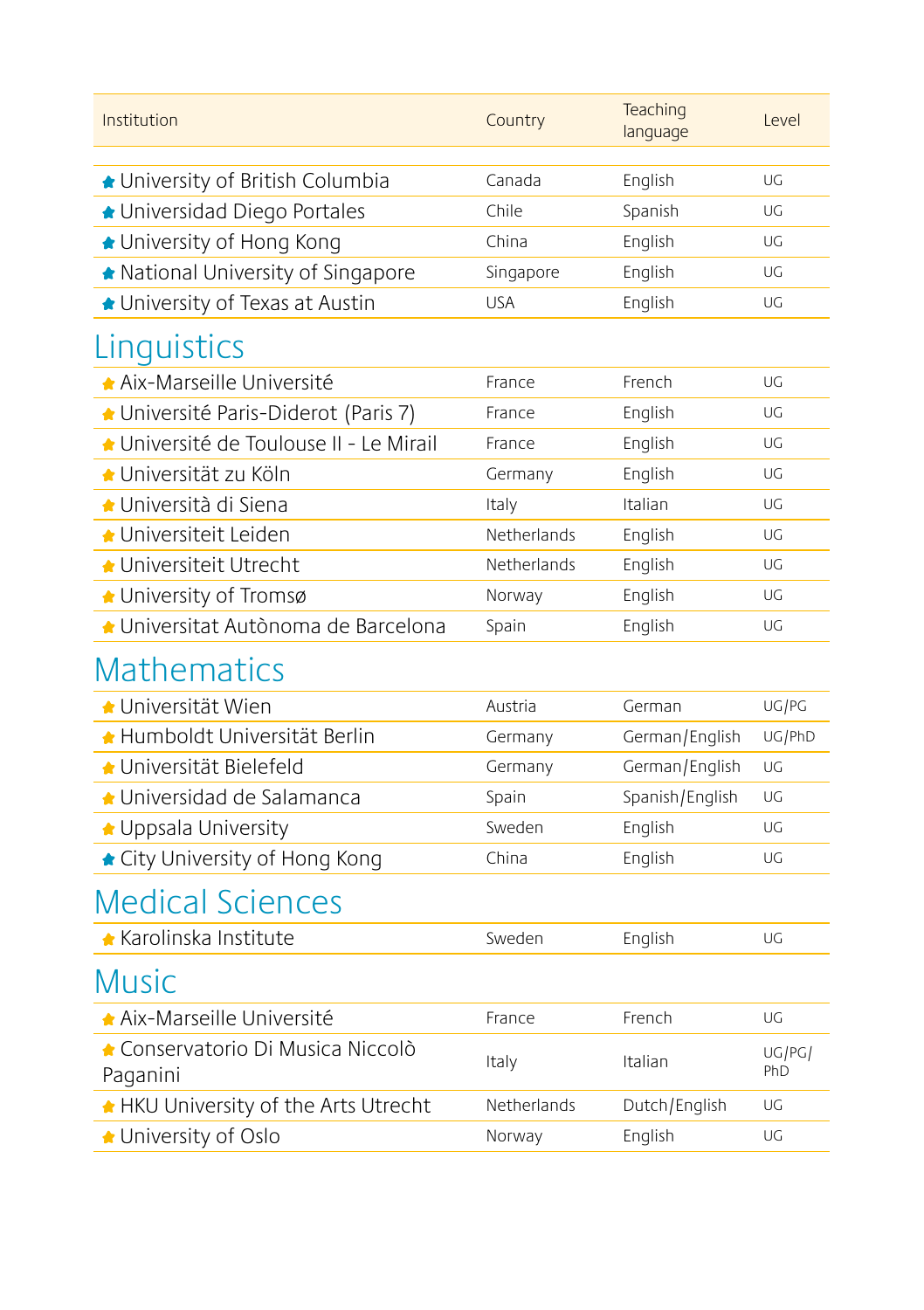| Institution | Country | Teaching language | Level |
|---|---|---|---|
| University of British Columbia | Canada | English | UG |
| Universidad Diego Portales | Chile | Spanish | UG |
| University of Hong Kong | China | English | UG |
| National University of Singapore | Singapore | English | UG |
| University of Texas at Austin | USA | English | UG |

## Linguistics

| Institution | Country | Teaching language | Level |
|---|---|---|---|
| Aix-Marseille Université | France | French | UG |
| Université Paris-Diderot (Paris 7) | France | English | UG |
| Université de Toulouse II - Le Mirail | France | English | UG |
| Universität zu Köln | Germany | English | UG |
| Università di Siena | Italy | Italian | UG |
| Universiteit Leiden | Netherlands | English | UG |
| Universiteit Utrecht | Netherlands | English | UG |
| University of Tromsø | Norway | English | UG |
| Universitat Autònoma de Barcelona | Spain | English | UG |

## Mathematics

| Institution | Country | Teaching language | Level |
|---|---|---|---|
| Universität Wien | Austria | German | UG/PG |
| Humboldt Universität Berlin | Germany | German/English | UG/PhD |
| Universität Bielefeld | Germany | German/English | UG |
| Universidad de Salamanca | Spain | Spanish/English | UG |
| Uppsala University | Sweden | English | UG |
| City University of Hong Kong | China | English | UG |

## Medical Sciences

| Institution | Country | Teaching language | Level |
|---|---|---|---|
| Karolinska Institute | Sweden | English | UG |

## Music

| Institution | Country | Teaching language | Level |
|---|---|---|---|
| Aix-Marseille Université | France | French | UG |
| Conservatorio Di Musica Niccolò Paganini | Italy | Italian | UG/PG/PhD |
| HKU University of the Arts Utrecht | Netherlands | Dutch/English | UG |
| University of Oslo | Norway | English | UG |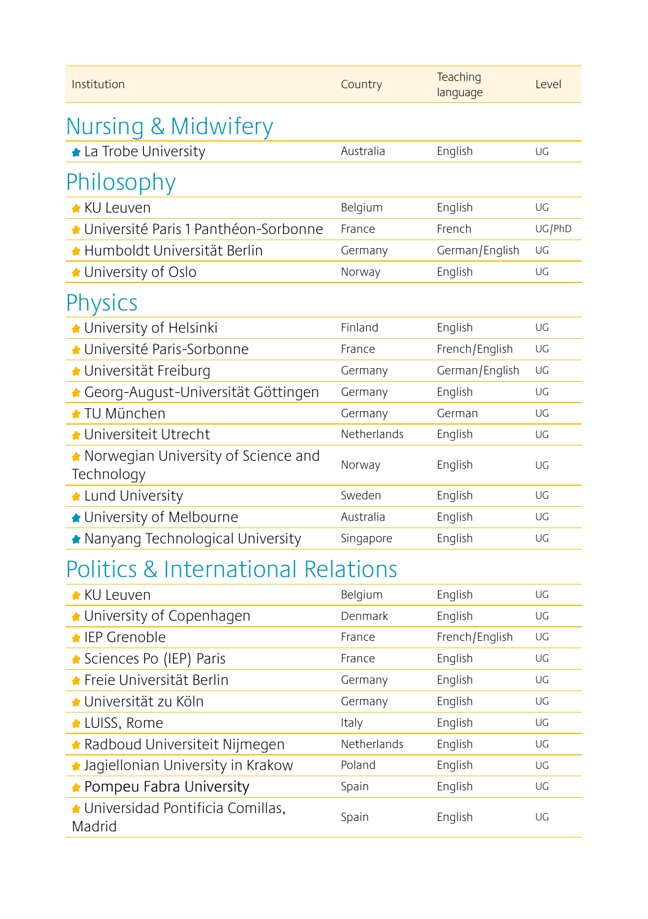| Institution | Country | Teaching language | Level |
|---|---|---|---|

## Nursing & Midwifery

| Institution | Country | Teaching language | Level |
|---|---|---|---|
| La Trobe University | Australia | English | UG |

## Philosophy

| Institution | Country | Teaching language | Level |
|---|---|---|---|
| KU Leuven | Belgium | English | UG |
| Université Paris 1 Panthéon-Sorbonne | France | French | UG/PhD |
| Humboldt Universität Berlin | Germany | German/English | UG |
| University of Oslo | Norway | English | UG |

## Physics

| Institution | Country | Teaching language | Level |
|---|---|---|---|
| University of Helsinki | Finland | English | UG |
| Université Paris-Sorbonne | France | French/English | UG |
| Universität Freiburg | Germany | German/English | UG |
| Georg-August-Universität Göttingen | Germany | English | UG |
| TU München | Germany | German | UG |
| Universiteit Utrecht | Netherlands | English | UG |
| Norwegian University of Science and Technology | Norway | English | UG |
| Lund University | Sweden | English | UG |
| University of Melbourne | Australia | English | UG |
| Nanyang Technological University | Singapore | English | UG |

## Politics & International Relations

| Institution | Country | Teaching language | Level |
|---|---|---|---|
| KU Leuven | Belgium | English | UG |
| University of Copenhagen | Denmark | English | UG |
| IEP Grenoble | France | French/English | UG |
| Sciences Po (IEP) Paris | France | English | UG |
| Freie Universität Berlin | Germany | English | UG |
| Universität zu Köln | Germany | English | UG |
| LUISS, Rome | Italy | English | UG |
| Radboud Universiteit Nijmegen | Netherlands | English | UG |
| Jagiellonian University in Krakow | Poland | English | UG |
| Pompeu Fabra University | Spain | English | UG |
| Universidad Pontificia Comillas, Madrid | Spain | English | UG |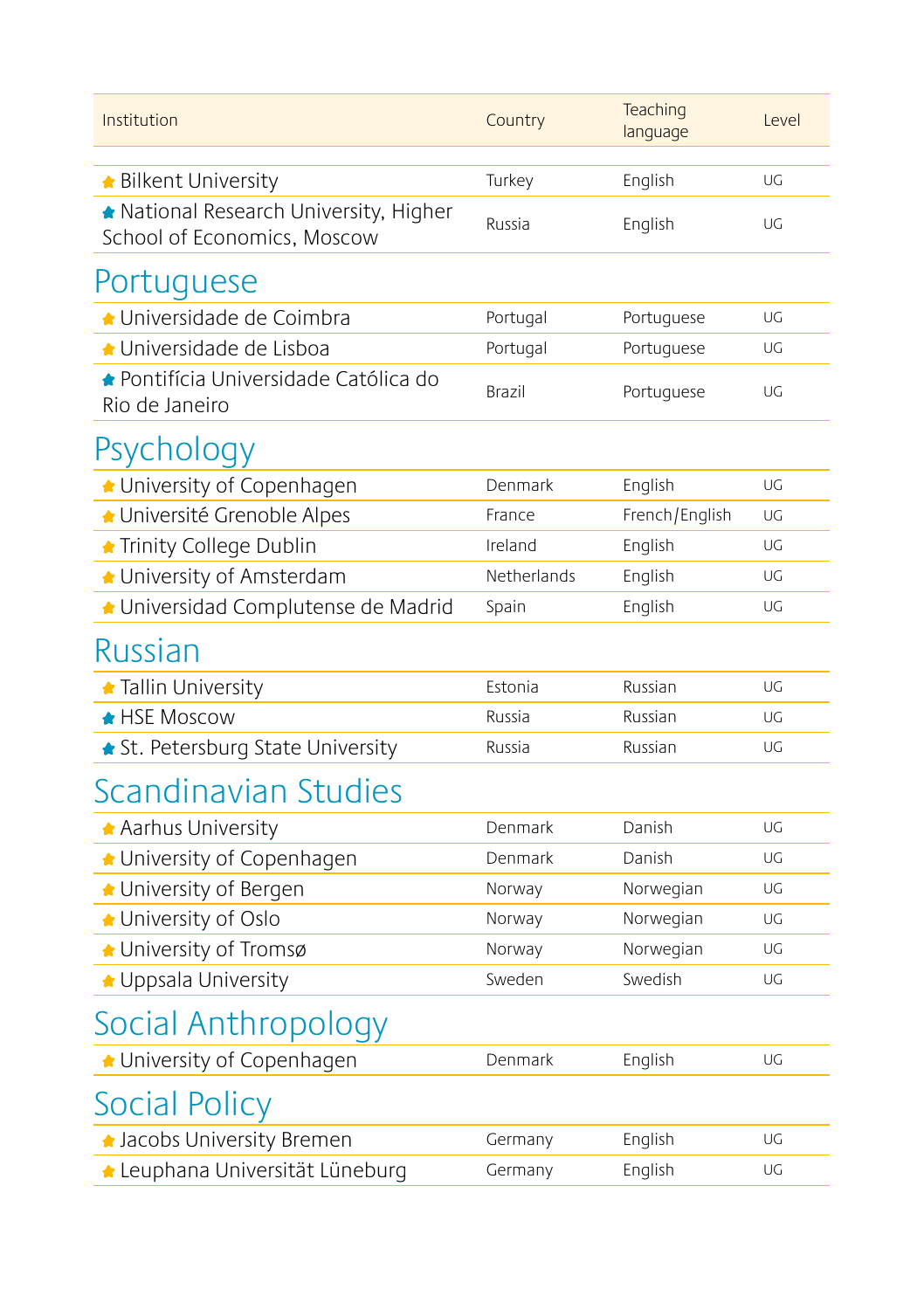| Institution | Country | Teaching language | Level |
|---|---|---|---|
| ★ Bilkent University | Turkey | English | UG |
| ★ National Research University, Higher School of Economics, Moscow | Russia | English | UG |

## Portuguese

| Institution | Country | Teaching language | Level |
|---|---|---|---|
| ★ Universidade de Coimbra | Portugal | Portuguese | UG |
| ★ Universidade de Lisboa | Portugal | Portuguese | UG |
| ★ Pontifícia Universidade Católica do Rio de Janeiro | Brazil | Portuguese | UG |

## Psychology

| Institution | Country | Teaching language | Level |
|---|---|---|---|
| ★ University of Copenhagen | Denmark | English | UG |
| ★ Université Grenoble Alpes | France | French/English | UG |
| ★ Trinity College Dublin | Ireland | English | UG |
| ★ University of Amsterdam | Netherlands | English | UG |
| ★ Universidad Complutense de Madrid | Spain | English | UG |

## Russian

| Institution | Country | Teaching language | Level |
|---|---|---|---|
| ★ Tallin University | Estonia | Russian | UG |
| ★ HSE Moscow | Russia | Russian | UG |
| ★ St. Petersburg State University | Russia | Russian | UG |

## Scandinavian Studies

| Institution | Country | Teaching language | Level |
|---|---|---|---|
| ★ Aarhus University | Denmark | Danish | UG |
| ★ University of Copenhagen | Denmark | Danish | UG |
| ★ University of Bergen | Norway | Norwegian | UG |
| ★ University of Oslo | Norway | Norwegian | UG |
| ★ University of Tromsø | Norway | Norwegian | UG |
| ★ Uppsala University | Sweden | Swedish | UG |

## Social Anthropology

| Institution | Country | Teaching language | Level |
|---|---|---|---|
| ★ University of Copenhagen | Denmark | English | UG |

## Social Policy

| Institution | Country | Teaching language | Level |
|---|---|---|---|
| ★ Jacobs University Bremen | Germany | English | UG |
| ★ Leuphana Universität Lüneburg | Germany | English | UG |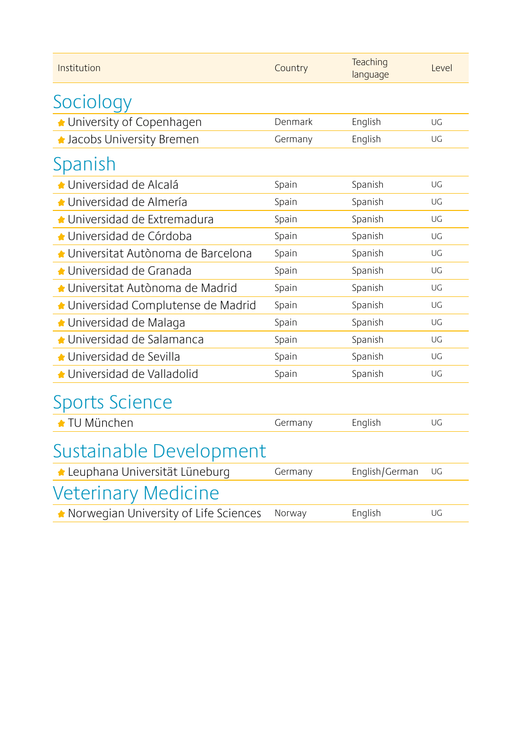| Institution | Country | Teaching language | Level |
|---|---|---|---|
| **Sociology** | | | |
| University of Copenhagen | Denmark | English | UG |
| Jacobs University Bremen | Germany | English | UG |
| **Spanish** | | | |
| Universidad de Alcalá | Spain | Spanish | UG |
| Universidad de Almería | Spain | Spanish | UG |
| Universidad de Extremadura | Spain | Spanish | UG |
| Universidad de Córdoba | Spain | Spanish | UG |
| Universitat Autònoma de Barcelona | Spain | Spanish | UG |
| Universidad de Granada | Spain | Spanish | UG |
| Universitat Autònoma de Madrid | Spain | Spanish | UG |
| Universidad Complutense de Madrid | Spain | Spanish | UG |
| Universidad de Malaga | Spain | Spanish | UG |
| Universidad de Salamanca | Spain | Spanish | UG |
| Universidad de Sevilla | Spain | Spanish | UG |
| Universidad de Valladolid | Spain | Spanish | UG |
| **Sports Science** | | | |
| TU München | Germany | English | UG |
| **Sustainable Development** | | | |
| Leuphana Universität Lüneburg | Germany | English/German | UG |
| **Veterinary Medicine** | | | |
| Norwegian University of Life Sciences | Norway | English | UG |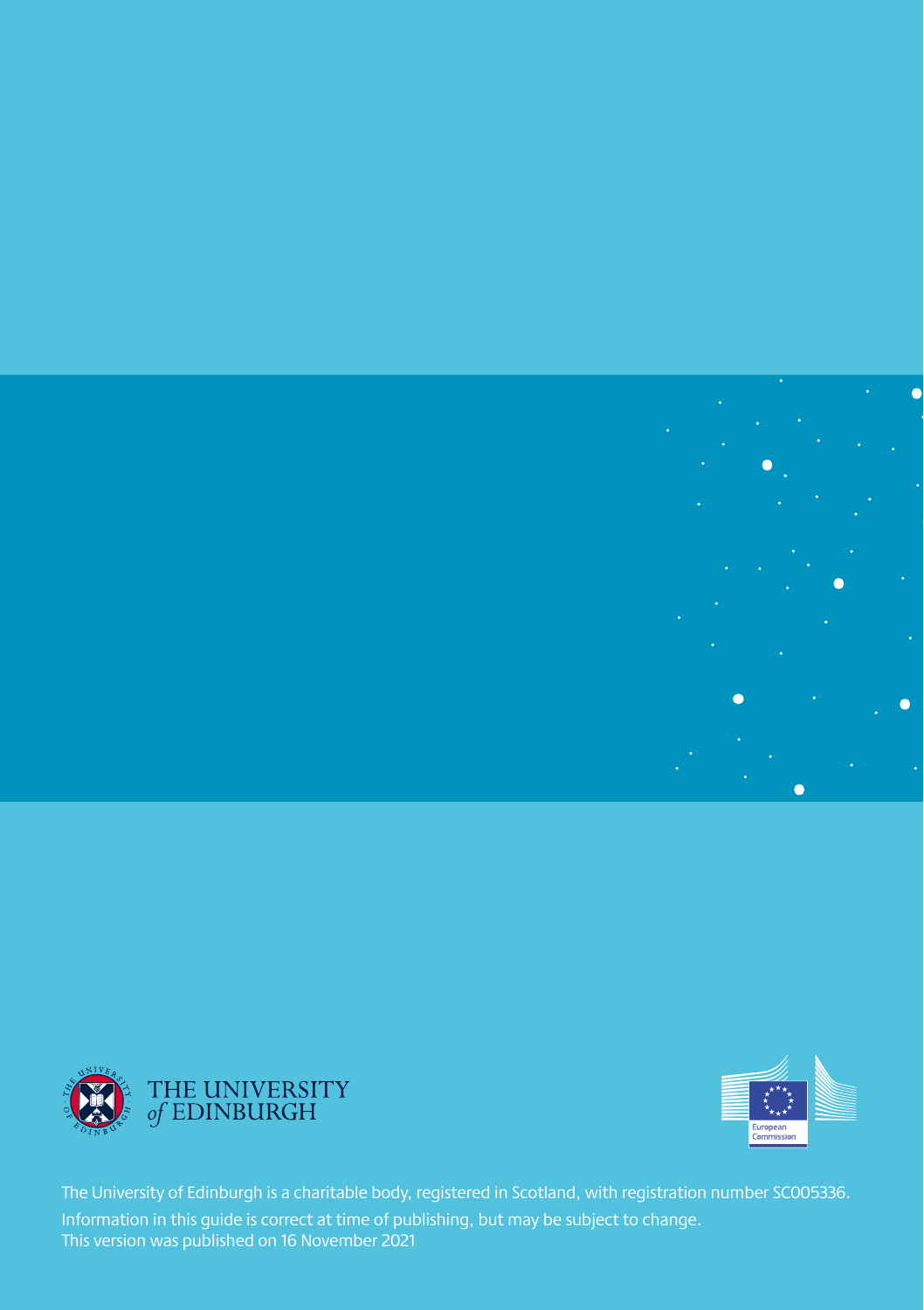THE UNIVERSITY of EDINBURGH

European Commission

The University of Edinburgh is a charitable body, registered in Scotland, with registration number SC005336.

Information in this guide is correct at time of publishing, but may be subject to change.
This version was published on 16 November 2021